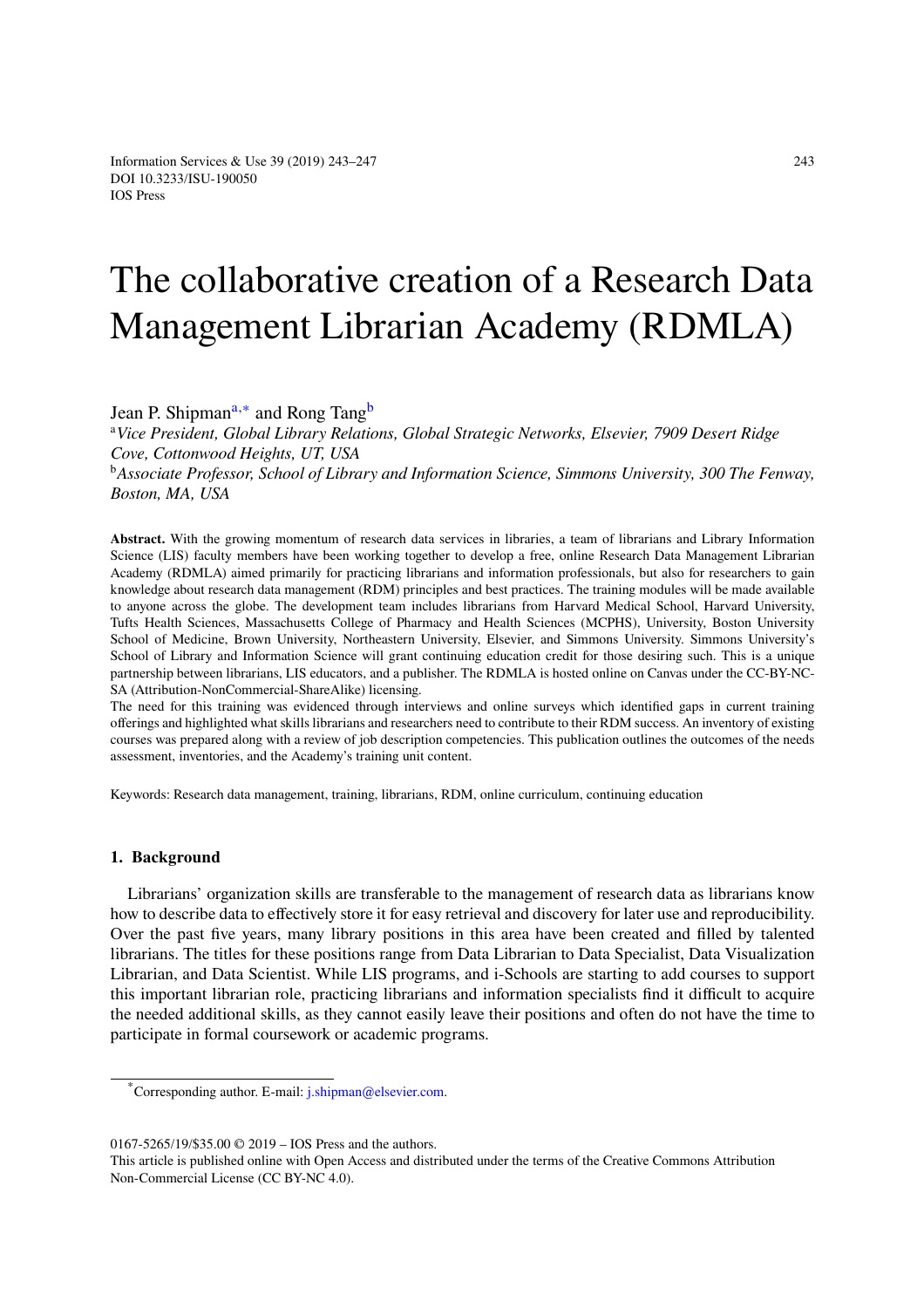# The collaborative creation of a Research Data Management Librarian Academy (RDMLA)

Jean P. Shipman[a,*] and Rong Tang[b]

[a] *Vice President, Global Library Relations, Global Strategic Networks, Elsevier, 7909 Desert Ridge Cove, Cottonwood Heights, UT, USA*

[b] *Associate Professor, School of Library and Information Science, Simmons University, 300 The Fenway, Boston, MA, USA*

**Abstract.** With the growing momentum of research data services in libraries, a team of librarians and Library Information Science (LIS) faculty members have been working together to develop a free, online Research Data Management Librarian Academy (RDMLA) aimed primarily for practicing librarians and information professionals, but also for researchers to gain knowledge about research data management (RDM) principles and best practices. The training modules will be made available to anyone across the globe. The development team includes librarians from Harvard Medical School, Harvard University, Tufts Health Sciences, Massachusetts College of Pharmacy and Health Sciences (MCPHS), University, Boston University School of Medicine, Brown University, Northeastern University, Elsevier, and Simmons University. Simmons University's School of Library and Information Science will grant continuing education credit for those desiring such. This is a unique partnership between librarians, LIS educators, and a publisher. The RDMLA is hosted online on Canvas under the CC-BY-NC-SA (Attribution-NonCommercial-ShareAlike) licensing.

The need for this training was evidenced through interviews and online surveys which identified gaps in current training offerings and highlighted what skills librarians and researchers need to contribute to their RDM success. An inventory of existing courses was prepared along with a review of job description competencies. This publication outlines the outcomes of the needs assessment, inventories, and the Academy's training unit content.

Keywords: Research data management, training, librarians, RDM, online curriculum, continuing education

## 1. Background

Librarians' organization skills are transferable to the management of research data as librarians know how to describe data to effectively store it for easy retrieval and discovery for later use and reproducibility. Over the past five years, many library positions in this area have been created and filled by talented librarians. The titles for these positions range from Data Librarian to Data Specialist, Data Visualization Librarian, and Data Scientist. While LIS programs, and i-Schools are starting to add courses to support this important librarian role, practicing librarians and information specialists find it difficult to acquire the needed additional skills, as they cannot easily leave their positions and often do not have the time to participate in formal coursework or academic programs.

*Corresponding author. E-mail: j.shipman@elsevier.com.

0167-5265/19/$35.00 © 2019 – IOS Press and the authors.

This article is published online with Open Access and distributed under the terms of the Creative Commons Attribution Non-Commercial License (CC BY-NC 4.0).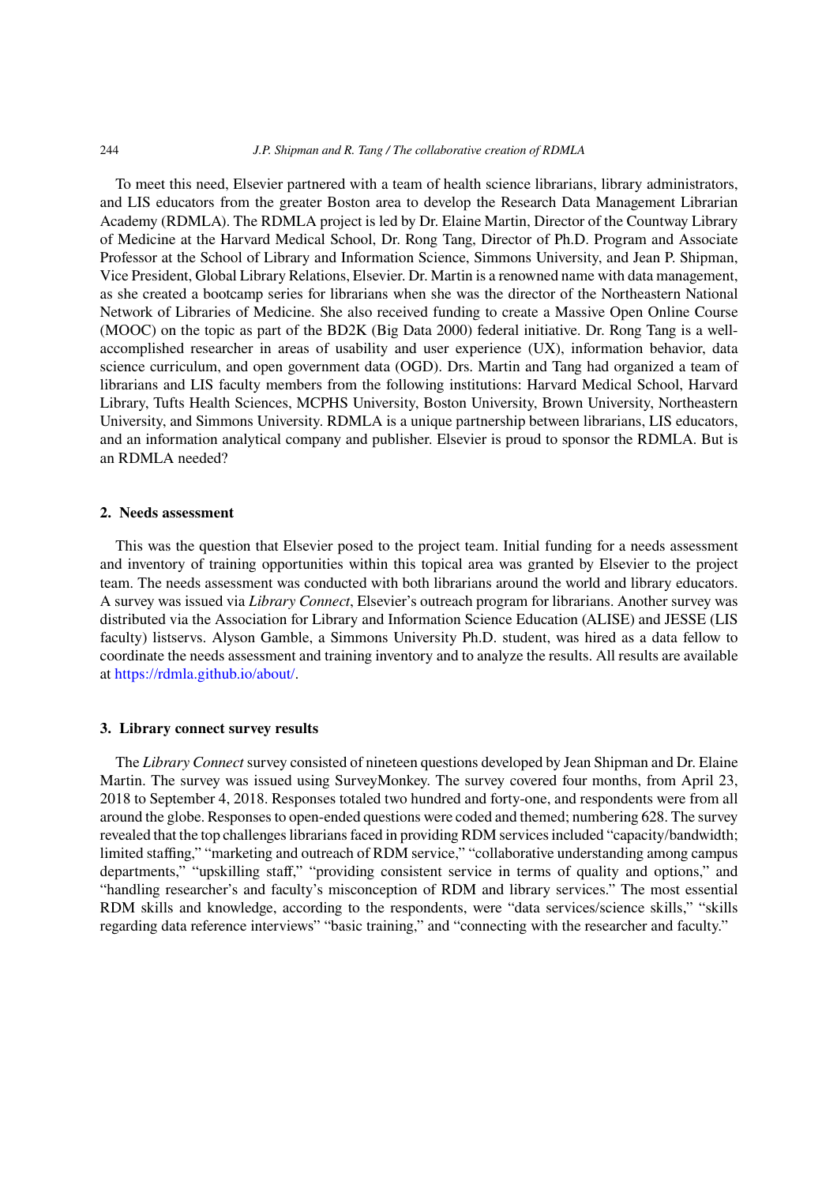To meet this need, Elsevier partnered with a team of health science librarians, library administrators, and LIS educators from the greater Boston area to develop the Research Data Management Librarian Academy (RDMLA). The RDMLA project is led by Dr. Elaine Martin, Director of the Countway Library of Medicine at the Harvard Medical School, Dr. Rong Tang, Director of Ph.D. Program and Associate Professor at the School of Library and Information Science, Simmons University, and Jean P. Shipman, Vice President, Global Library Relations, Elsevier. Dr. Martin is a renowned name with data management, as she created a bootcamp series for librarians when she was the director of the Northeastern National Network of Libraries of Medicine. She also received funding to create a Massive Open Online Course (MOOC) on the topic as part of the BD2K (Big Data 2000) federal initiative. Dr. Rong Tang is a well-accomplished researcher in areas of usability and user experience (UX), information behavior, data science curriculum, and open government data (OGD). Drs. Martin and Tang had organized a team of librarians and LIS faculty members from the following institutions: Harvard Medical School, Harvard Library, Tufts Health Sciences, MCPHS University, Boston University, Brown University, Northeastern University, and Simmons University. RDMLA is a unique partnership between librarians, LIS educators, and an information analytical company and publisher. Elsevier is proud to sponsor the RDMLA. But is an RDMLA needed?

## 2. Needs assessment

This was the question that Elsevier posed to the project team. Initial funding for a needs assessment and inventory of training opportunities within this topical area was granted by Elsevier to the project team. The needs assessment was conducted with both librarians around the world and library educators. A survey was issued via *Library Connect*, Elsevier's outreach program for librarians. Another survey was distributed via the Association for Library and Information Science Education (ALISE) and JESSE (LIS faculty) listservs. Alyson Gamble, a Simmons University Ph.D. student, was hired as a data fellow to coordinate the needs assessment and training inventory and to analyze the results. All results are available at https://rdmla.github.io/about/.

## 3. Library connect survey results

The *Library Connect* survey consisted of nineteen questions developed by Jean Shipman and Dr. Elaine Martin. The survey was issued using SurveyMonkey. The survey covered four months, from April 23, 2018 to September 4, 2018. Responses totaled two hundred and forty-one, and respondents were from all around the globe. Responses to open-ended questions were coded and themed; numbering 628. The survey revealed that the top challenges librarians faced in providing RDM services included "capacity/bandwidth; limited staffing," "marketing and outreach of RDM service," "collaborative understanding among campus departments," "upskilling staff," "providing consistent service in terms of quality and options," and "handling researcher's and faculty's misconception of RDM and library services." The most essential RDM skills and knowledge, according to the respondents, were "data services/science skills," "skills regarding data reference interviews" "basic training," and "connecting with the researcher and faculty."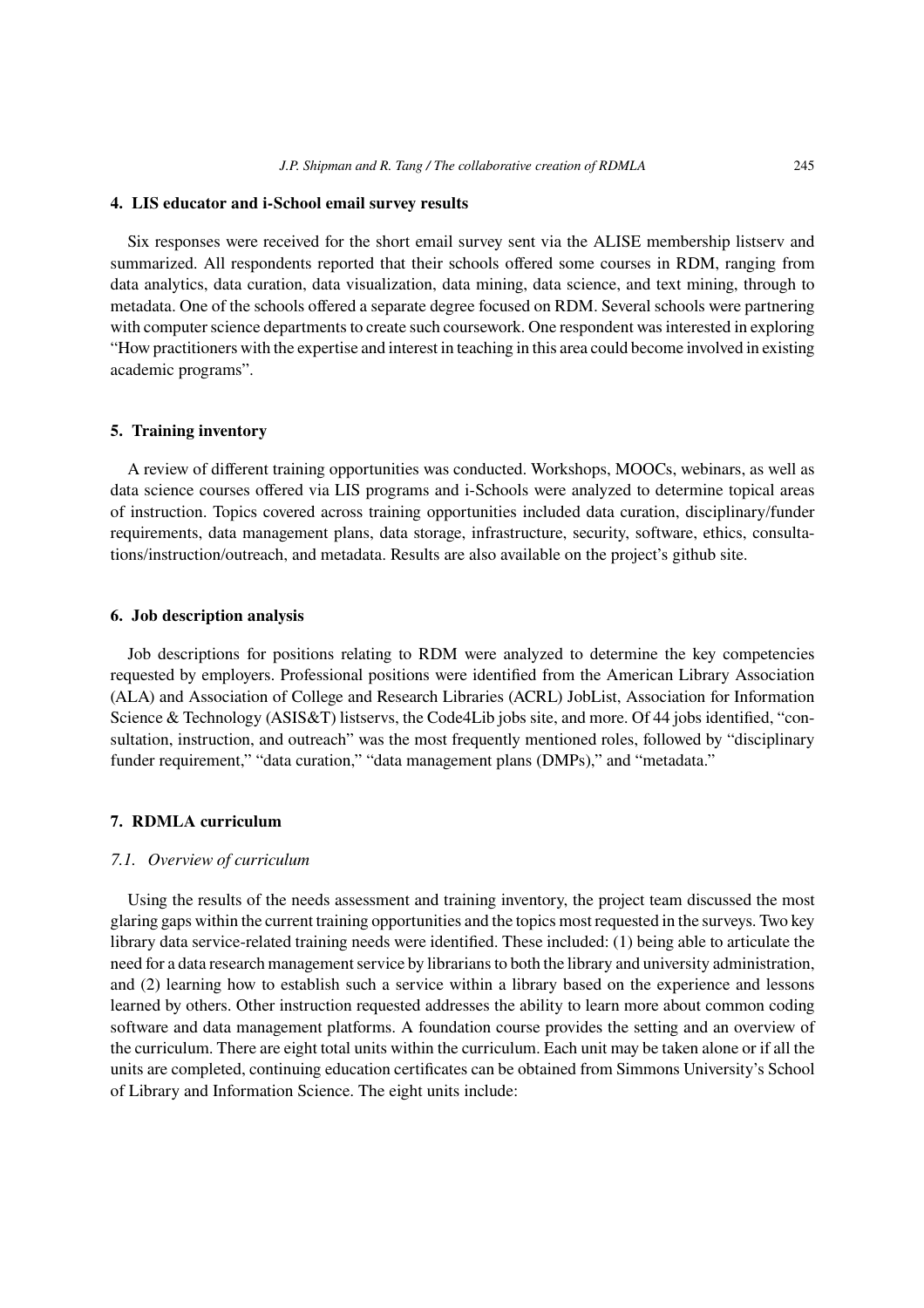## 4. LIS educator and i-School email survey results

Six responses were received for the short email survey sent via the ALISE membership listserv and summarized. All respondents reported that their schools offered some courses in RDM, ranging from data analytics, data curation, data visualization, data mining, data science, and text mining, through to metadata. One of the schools offered a separate degree focused on RDM. Several schools were partnering with computer science departments to create such coursework. One respondent was interested in exploring "How practitioners with the expertise and interest in teaching in this area could become involved in existing academic programs".

## 5. Training inventory

A review of different training opportunities was conducted. Workshops, MOOCs, webinars, as well as data science courses offered via LIS programs and i-Schools were analyzed to determine topical areas of instruction. Topics covered across training opportunities included data curation, disciplinary/funder requirements, data management plans, data storage, infrastructure, security, software, ethics, consultations/instruction/outreach, and metadata. Results are also available on the project's github site.

## 6. Job description analysis

Job descriptions for positions relating to RDM were analyzed to determine the key competencies requested by employers. Professional positions were identified from the American Library Association (ALA) and Association of College and Research Libraries (ACRL) JobList, Association for Information Science & Technology (ASIS&T) listservs, the Code4Lib jobs site, and more. Of 44 jobs identified, "consultation, instruction, and outreach" was the most frequently mentioned roles, followed by "disciplinary funder requirement," "data curation," "data management plans (DMPs)," and "metadata."

## 7. RDMLA curriculum

### *7.1. Overview of curriculum*

Using the results of the needs assessment and training inventory, the project team discussed the most glaring gaps within the current training opportunities and the topics most requested in the surveys. Two key library data service-related training needs were identified. These included: (1) being able to articulate the need for a data research management service by librarians to both the library and university administration, and (2) learning how to establish such a service within a library based on the experience and lessons learned by others. Other instruction requested addresses the ability to learn more about common coding software and data management platforms. A foundation course provides the setting and an overview of the curriculum. There are eight total units within the curriculum. Each unit may be taken alone or if all the units are completed, continuing education certificates can be obtained from Simmons University's School of Library and Information Science. The eight units include: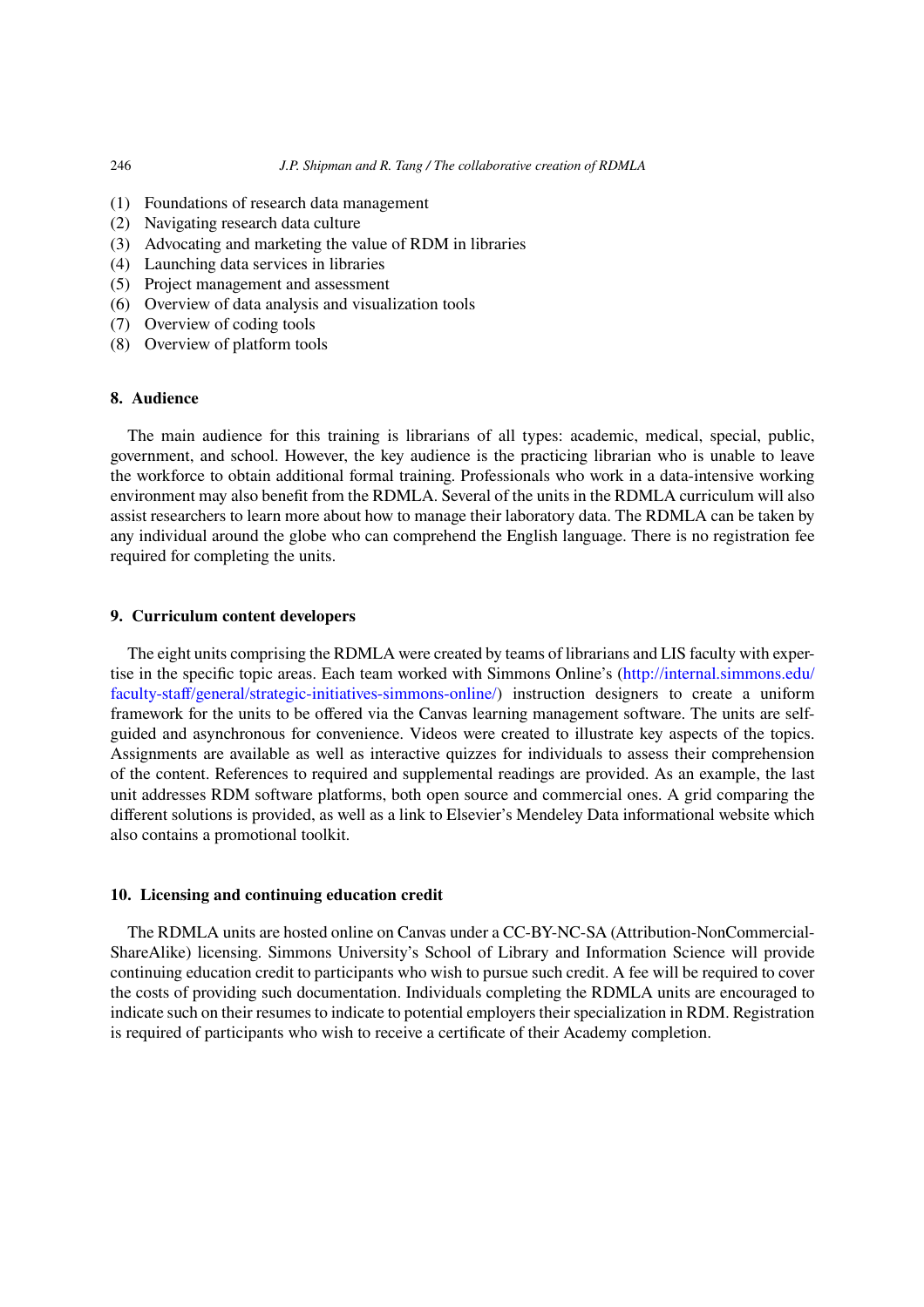(1) Foundations of research data management
(2) Navigating research data culture
(3) Advocating and marketing the value of RDM in libraries
(4) Launching data services in libraries
(5) Project management and assessment
(6) Overview of data analysis and visualization tools
(7) Overview of coding tools
(8) Overview of platform tools

## 8. Audience

The main audience for this training is librarians of all types: academic, medical, special, public, government, and school. However, the key audience is the practicing librarian who is unable to leave the workforce to obtain additional formal training. Professionals who work in a data-intensive working environment may also benefit from the RDMLA. Several of the units in the RDMLA curriculum will also assist researchers to learn more about how to manage their laboratory data. The RDMLA can be taken by any individual around the globe who can comprehend the English language. There is no registration fee required for completing the units.

## 9. Curriculum content developers

The eight units comprising the RDMLA were created by teams of librarians and LIS faculty with expertise in the specific topic areas. Each team worked with Simmons Online's (http://internal.simmons.edu/faculty-staff/general/strategic-initiatives-simmons-online/) instruction designers to create a uniform framework for the units to be offered via the Canvas learning management software. The units are self-guided and asynchronous for convenience. Videos were created to illustrate key aspects of the topics. Assignments are available as well as interactive quizzes for individuals to assess their comprehension of the content. References to required and supplemental readings are provided. As an example, the last unit addresses RDM software platforms, both open source and commercial ones. A grid comparing the different solutions is provided, as well as a link to Elsevier's Mendeley Data informational website which also contains a promotional toolkit.

## 10. Licensing and continuing education credit

The RDMLA units are hosted online on Canvas under a CC-BY-NC-SA (Attribution-NonCommercial-ShareAlike) licensing. Simmons University's School of Library and Information Science will provide continuing education credit to participants who wish to pursue such credit. A fee will be required to cover the costs of providing such documentation. Individuals completing the RDMLA units are encouraged to indicate such on their resumes to indicate to potential employers their specialization in RDM. Registration is required of participants who wish to receive a certificate of their Academy completion.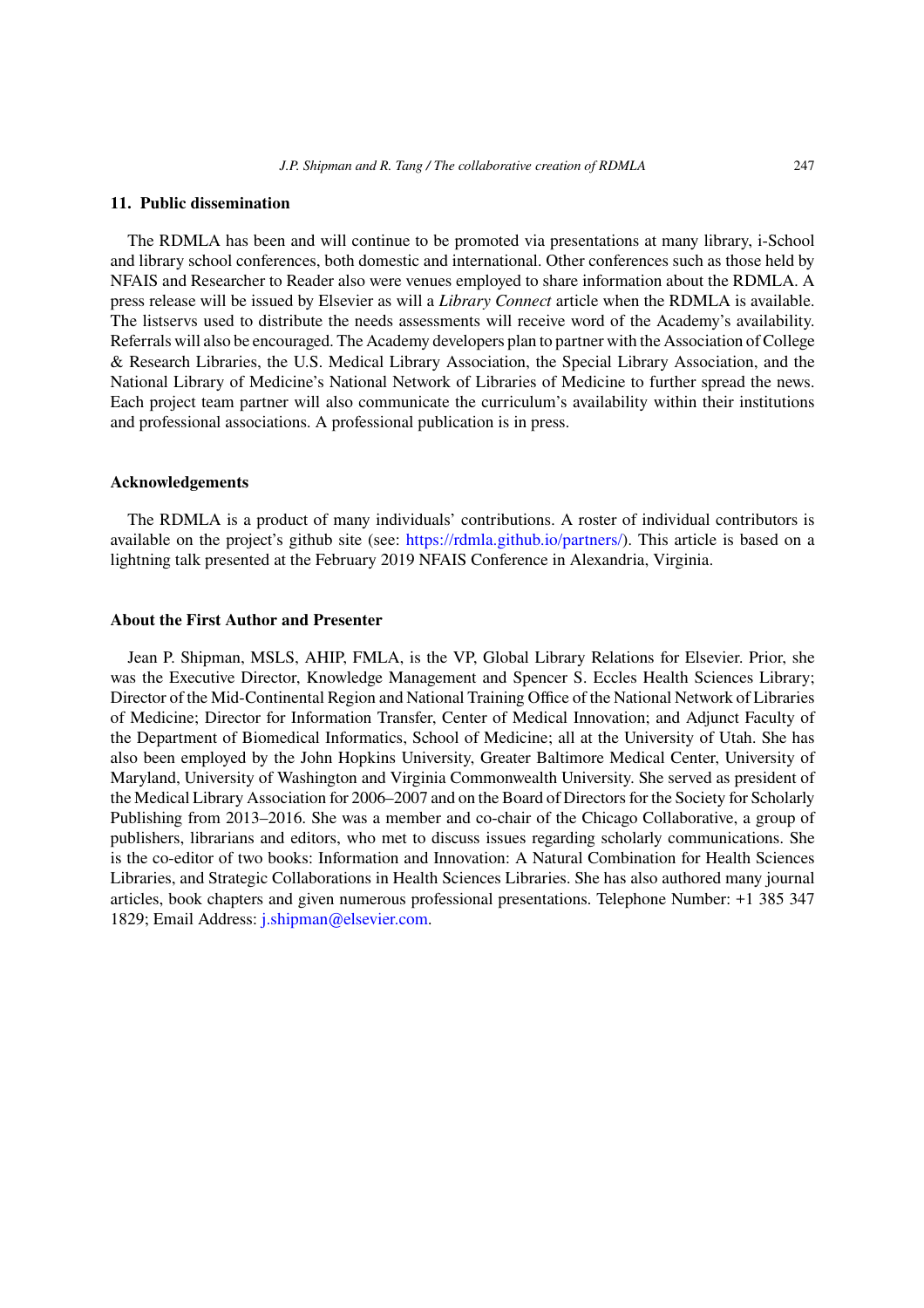## 11. Public dissemination

The RDMLA has been and will continue to be promoted via presentations at many library, i-School and library school conferences, both domestic and international. Other conferences such as those held by NFAIS and Researcher to Reader also were venues employed to share information about the RDMLA. A press release will be issued by Elsevier as will a *Library Connect* article when the RDMLA is available. The listservs used to distribute the needs assessments will receive word of the Academy's availability. Referrals will also be encouraged. The Academy developers plan to partner with the Association of College & Research Libraries, the U.S. Medical Library Association, the Special Library Association, and the National Library of Medicine's National Network of Libraries of Medicine to further spread the news. Each project team partner will also communicate the curriculum's availability within their institutions and professional associations. A professional publication is in press.

## Acknowledgements

The RDMLA is a product of many individuals' contributions. A roster of individual contributors is available on the project's github site (see: https://rdmla.github.io/partners/). This article is based on a lightning talk presented at the February 2019 NFAIS Conference in Alexandria, Virginia.

## About the First Author and Presenter

Jean P. Shipman, MSLS, AHIP, FMLA, is the VP, Global Library Relations for Elsevier. Prior, she was the Executive Director, Knowledge Management and Spencer S. Eccles Health Sciences Library; Director of the Mid-Continental Region and National Training Office of the National Network of Libraries of Medicine; Director for Information Transfer, Center of Medical Innovation; and Adjunct Faculty of the Department of Biomedical Informatics, School of Medicine; all at the University of Utah. She has also been employed by the John Hopkins University, Greater Baltimore Medical Center, University of Maryland, University of Washington and Virginia Commonwealth University. She served as president of the Medical Library Association for 2006–2007 and on the Board of Directors for the Society for Scholarly Publishing from 2013–2016. She was a member and co-chair of the Chicago Collaborative, a group of publishers, librarians and editors, who met to discuss issues regarding scholarly communications. She is the co-editor of two books: Information and Innovation: A Natural Combination for Health Sciences Libraries, and Strategic Collaborations in Health Sciences Libraries. She has also authored many journal articles, book chapters and given numerous professional presentations. Telephone Number: +1 385 347 1829; Email Address: j.shipman@elsevier.com.